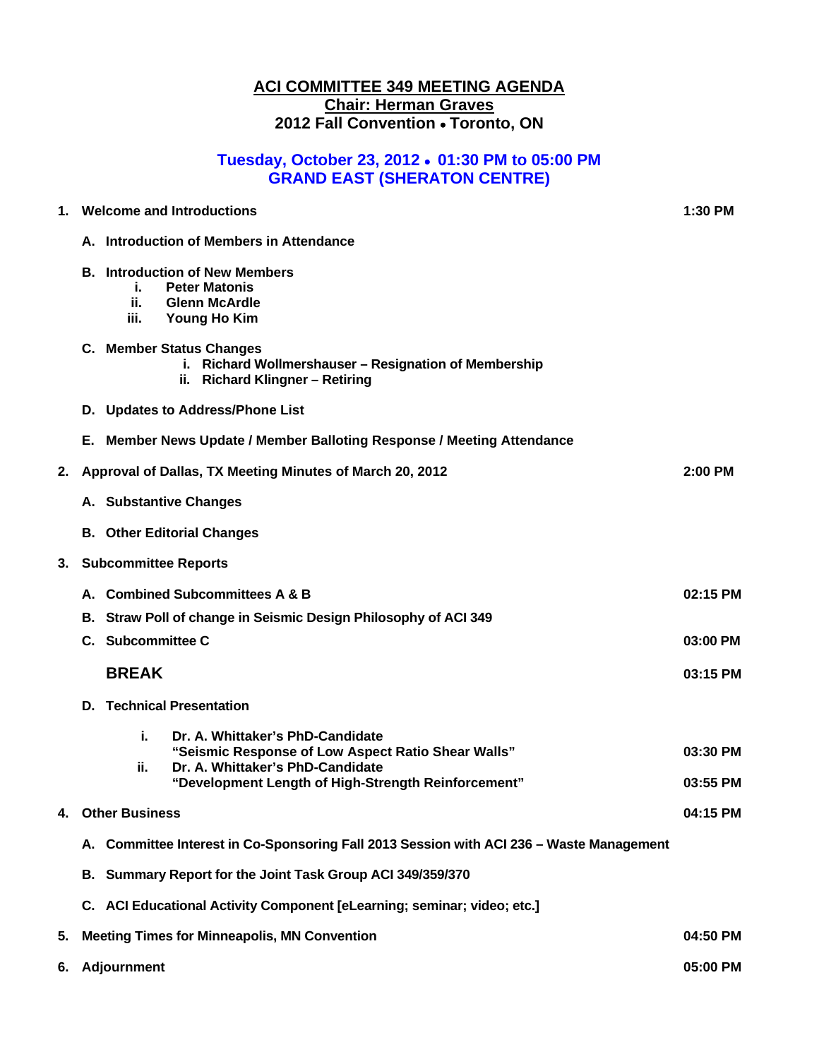# ACI COMMITTEE 349 MEETING AGENDA

## Chair: Herman Graves

## 2012 Fall Convention • Toronto, ON

### Tuesday, October 23, 2012 • 01:30 PM to 05:00 PM
### GRAND EAST (SHERATON CENTRE)

**1. Welcome and Introductions** — **1:30 PM**

- **A. Introduction of Members in Attendance**
- **B. Introduction of New Members**
  - i. Peter Matonis
  - ii. Glenn McArdle
  - iii. Young Ho Kim
- **C. Member Status Changes**
  - i. Richard Wollmershauser – Resignation of Membership
  - ii. Richard Klingner – Retiring
- **D. Updates to Address/Phone List**
- **E. Member News Update / Member Balloting Response / Meeting Attendance**

**2. Approval of Dallas, TX Meeting Minutes of March 20, 2012** — **2:00 PM**

- **A. Substantive Changes**
- **B. Other Editorial Changes**

**3. Subcommittee Reports**

- **A. Combined Subcommittees A & B** — **02:15 PM**
- **B. Straw Poll of change in Seismic Design Philosophy of ACI 349**
- **C. Subcommittee C** — **03:00 PM**

**BREAK** — **03:15 PM**

- **D. Technical Presentation**
  - i. Dr. A. Whittaker's PhD-Candidate "Seismic Response of Low Aspect Ratio Shear Walls" — **03:30 PM**
  - ii. Dr. A. Whittaker's PhD-Candidate "Development Length of High-Strength Reinforcement" — **03:55 PM**

**4. Other Business** — **04:15 PM**

- **A. Committee Interest in Co-Sponsoring Fall 2013 Session with ACI 236 – Waste Management**
- **B. Summary Report for the Joint Task Group ACI 349/359/370**
- **C. ACI Educational Activity Component [eLearning; seminar; video; etc.]**

**5. Meeting Times for Minneapolis, MN Convention** — **04:50 PM**

**6. Adjournment** — **05:00 PM**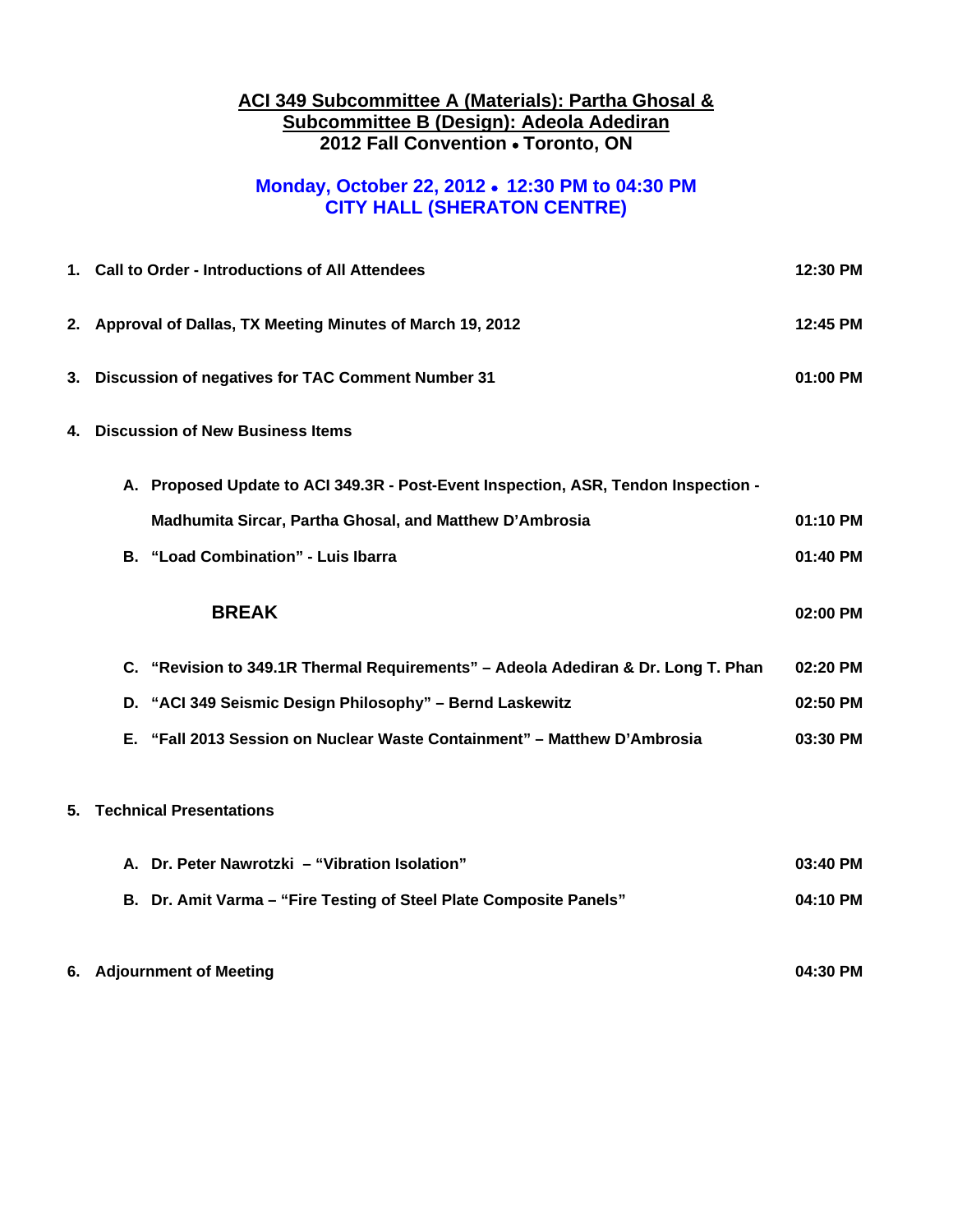**ACI 349 Subcommittee A (Materials): Partha Ghosal &**
**Subcommittee B (Design): Adeola Adediran**
**2012 Fall Convention • Toronto, ON**

**Monday, October 22, 2012 • 12:30 PM to 04:30 PM**
**CITY HALL (SHERATON CENTRE)**

| | | |
|---|---|---|
| **1.** | **Call to Order - Introductions of All Attendees** | **12:30 PM** |
| **2.** | **Approval of Dallas, TX Meeting Minutes of March 19, 2012** | **12:45 PM** |
| **3.** | **Discussion of negatives for TAC Comment Number 31** | **01:00 PM** |
| **4.** | **Discussion of New Business Items** | |
| | **A. Proposed Update to ACI 349.3R - Post-Event Inspection, ASR, Tendon Inspection - Madhumita Sircar, Partha Ghosal, and Matthew D'Ambrosia** | **01:10 PM** |
| | **B. "Load Combination" - Luis Ibarra** | **01:40 PM** |
| | **BREAK** | **02:00 PM** |
| | **C. "Revision to 349.1R Thermal Requirements" – Adeola Adediran & Dr. Long T. Phan** | **02:20 PM** |
| | **D. "ACI 349 Seismic Design Philosophy" – Bernd Laskewitz** | **02:50 PM** |
| | **E. "Fall 2013 Session on Nuclear Waste Containment" – Matthew D'Ambrosia** | **03:30 PM** |
| **5.** | **Technical Presentations** | |
| | **A. Dr. Peter Nawrotzki – "Vibration Isolation"** | **03:40 PM** |
| | **B. Dr. Amit Varma – "Fire Testing of Steel Plate Composite Panels"** | **04:10 PM** |
| **6.** | **Adjournment of Meeting** | **04:30 PM** |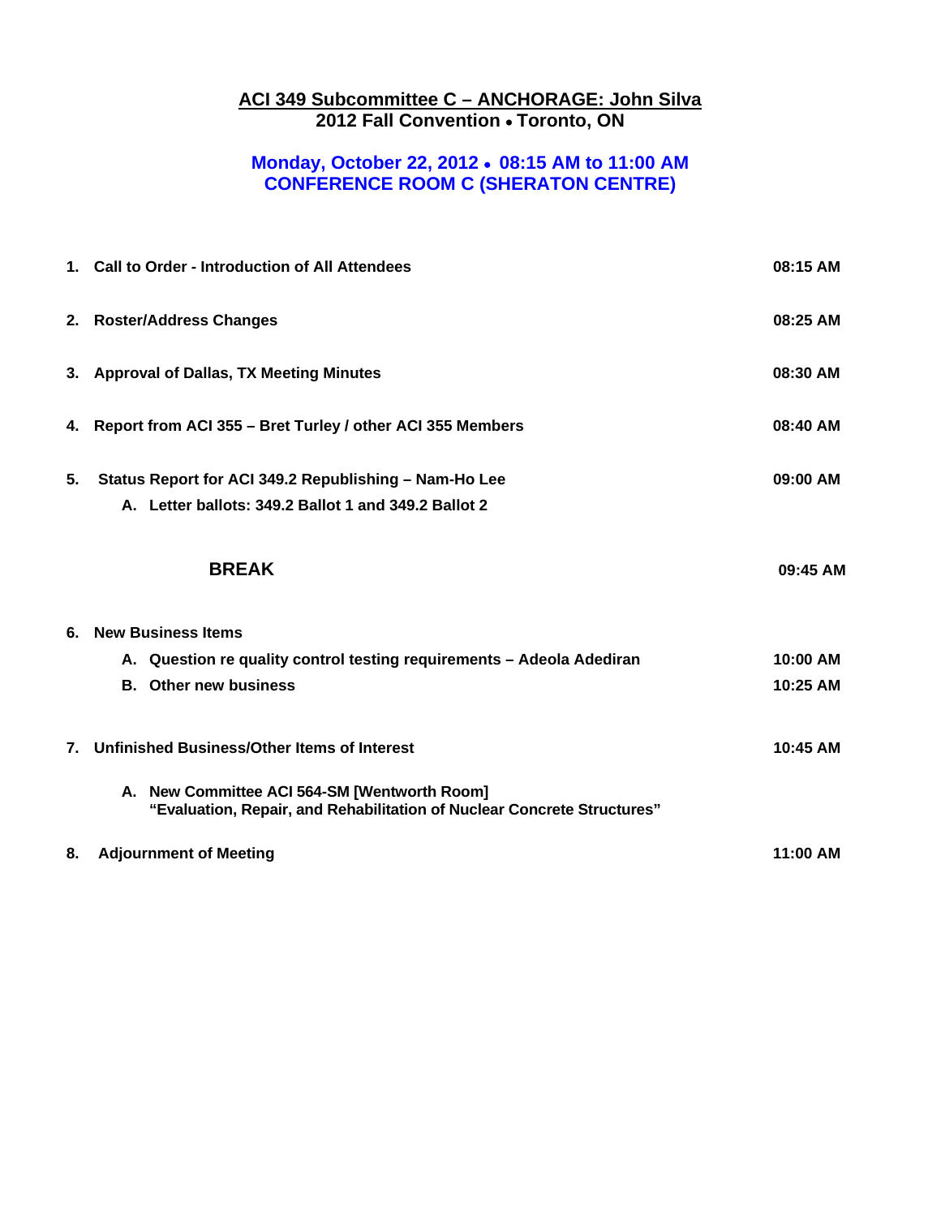# ACI 349 Subcommittee C – ANCHORAGE: John Silva

## 2012 Fall Convention • Toronto, ON

### Monday, October 22, 2012 • 08:15 AM to 11:00 AM
### CONFERENCE ROOM C (SHERATON CENTRE)

| | |
|---|---|
| **1. Call to Order - Introduction of All Attendees** | **08:15 AM** |
| **2. Roster/Address Changes** | **08:25 AM** |
| **3. Approval of Dallas, TX Meeting Minutes** | **08:30 AM** |
| **4. Report from ACI 355 – Bret Turley / other ACI 355 Members** | **08:40 AM** |
| **5. Status Report for ACI 349.2 Republishing – Nam-Ho Lee** | **09:00 AM** |
| **A. Letter ballots: 349.2 Ballot 1 and 349.2 Ballot 2** | |
| **BREAK** | **09:45 AM** |
| **6. New Business Items** | |
| **A. Question re quality control testing requirements – Adeola Adediran** | **10:00 AM** |
| **B. Other new business** | **10:25 AM** |
| **7. Unfinished Business/Other Items of Interest** | **10:45 AM** |
| **A. New Committee ACI 564-SM [Wentworth Room] "Evaluation, Repair, and Rehabilitation of Nuclear Concrete Structures"** | |
| **8. Adjournment of Meeting** | **11:00 AM** |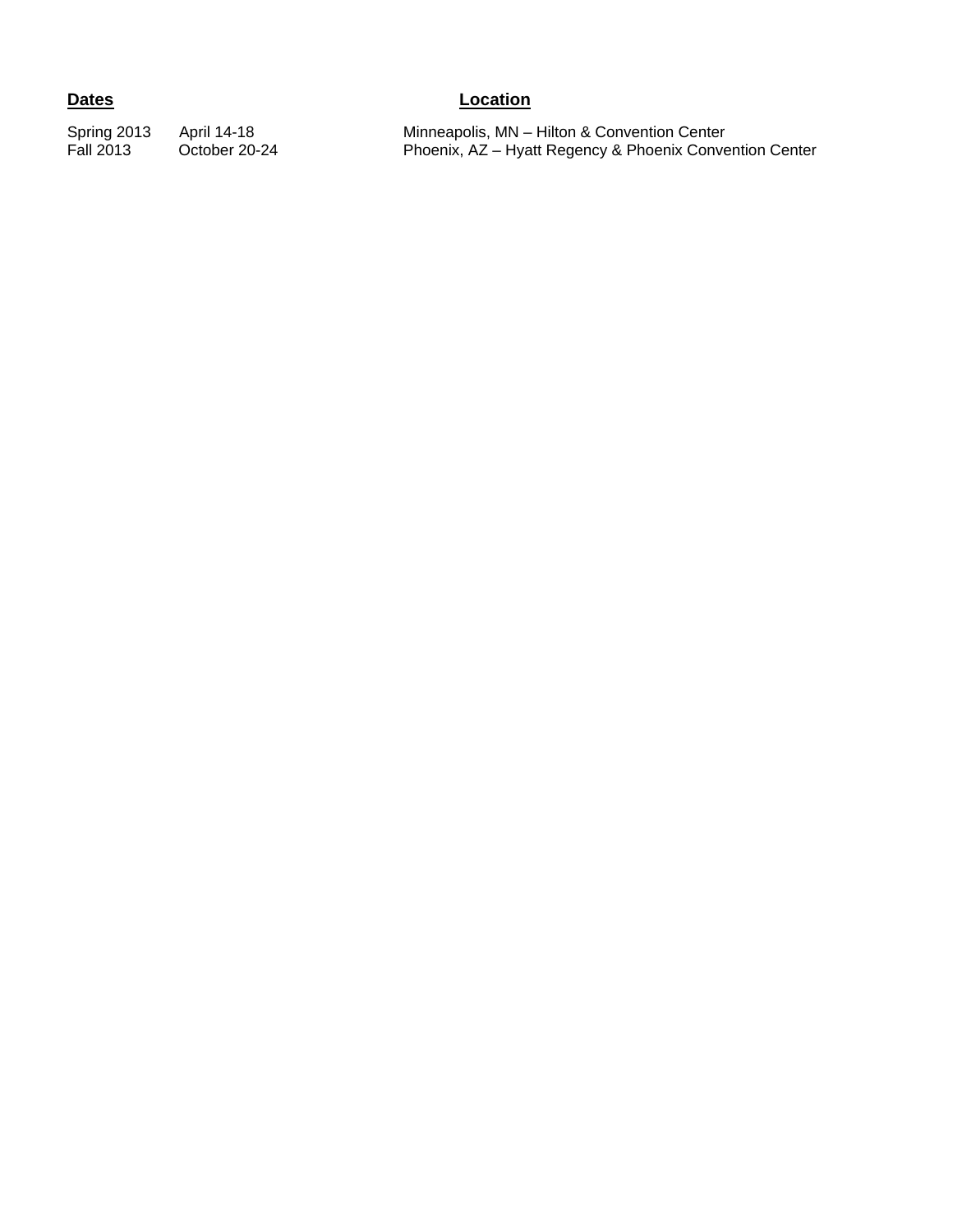| Dates | | Location |
|---|---|---|
| Spring 2013 | April 14-18 | Minneapolis, MN – Hilton & Convention Center |
| Fall 2013 | October 20-24 | Phoenix, AZ – Hyatt Regency & Phoenix Convention Center |